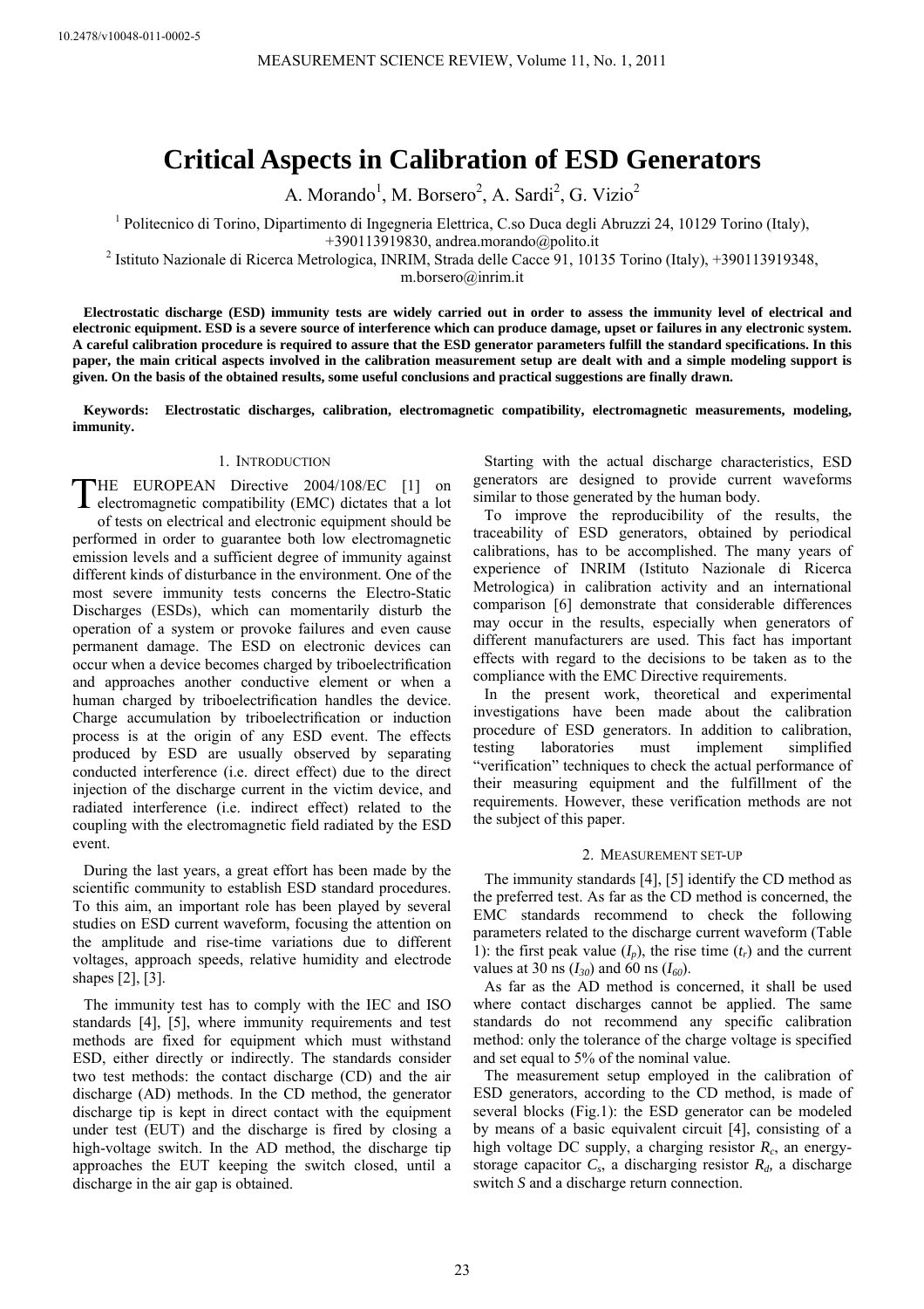10.2478/v10048-011-0002-5

# Critical Aspects in Calibration of ESD Generators

A. Morando[1], M. Borsero[2], A. Sardi[2], G. Vizio[2]

[1] Politecnico di Torino, Dipartimento di Ingegneria Elettrica, C.so Duca degli Abruzzi 24, 10129 Torino (Italy), +390113919830, andrea.morando@polito.it

[2] Istituto Nazionale di Ricerca Metrologica, INRIM, Strada delle Cacce 91, 10135 Torino (Italy), +390113919348, m.borsero@inrim.it

**Electrostatic discharge (ESD) immunity tests are widely carried out in order to assess the immunity level of electrical and electronic equipment. ESD is a severe source of interference which can produce damage, upset or failures in any electronic system. A careful calibration procedure is required to assure that the ESD generator parameters fulfill the standard specifications. In this paper, the main critical aspects involved in the calibration measurement setup are dealt with and a simple modeling support is given. On the basis of the obtained results, some useful conclusions and practical suggestions are finally drawn.**

**Keywords: Electrostatic discharges, calibration, electromagnetic compatibility, electromagnetic measurements, modeling, immunity.**

## 1. Introduction

The European Directive 2004/108/EC [1] on electromagnetic compatibility (EMC) dictates that a lot of tests on electrical and electronic equipment should be performed in order to guarantee both low electromagnetic emission levels and a sufficient degree of immunity against different kinds of disturbance in the environment. One of the most severe immunity tests concerns the Electro-Static Discharges (ESDs), which can momentarily disturb the operation of a system or provoke failures and even cause permanent damage. The ESD on electronic devices can occur when a device becomes charged by triboelectrification and approaches another conductive element or when a human charged by triboelectrification handles the device. Charge accumulation by triboelectrification or induction process is at the origin of any ESD event. The effects produced by ESD are usually observed by separating conducted interference (i.e. direct effect) due to the direct injection of the discharge current in the victim device, and radiated interference (i.e. indirect effect) related to the coupling with the electromagnetic field radiated by the ESD event.

During the last years, a great effort has been made by the scientific community to establish ESD standard procedures. To this aim, an important role has been played by several studies on ESD current waveform, focusing the attention on the amplitude and rise-time variations due to different voltages, approach speeds, relative humidity and electrode shapes [2], [3].

The immunity test has to comply with the IEC and ISO standards [4], [5], where immunity requirements and test methods are fixed for equipment which must withstand ESD, either directly or indirectly. The standards consider two test methods: the contact discharge (CD) and the air discharge (AD) methods. In the CD method, the generator discharge tip is kept in direct contact with the equipment under test (EUT) and the discharge is fired by closing a high-voltage switch. In the AD method, the discharge tip approaches the EUT keeping the switch closed, until a discharge in the air gap is obtained.

Starting with the actual discharge characteristics, ESD generators are designed to provide current waveforms similar to those generated by the human body.

To improve the reproducibility of the results, the traceability of ESD generators, obtained by periodical calibrations, has to be accomplished. The many years of experience of INRIM (Istituto Nazionale di Ricerca Metrologica) in calibration activity and an international comparison [6] demonstrate that considerable differences may occur in the results, especially when generators of different manufacturers are used. This fact has important effects with regard to the decisions to be taken as to the compliance with the EMC Directive requirements.

In the present work, theoretical and experimental investigations have been made about the calibration procedure of ESD generators. In addition to calibration, testing laboratories must implement simplified "verification" techniques to check the actual performance of their measuring equipment and the fulfillment of the requirements. However, these verification methods are not the subject of this paper.

## 2. Measurement set-up

The immunity standards [4], [5] identify the CD method as the preferred test. As far as the CD method is concerned, the EMC standards recommend to check the following parameters related to the discharge current waveform (Table 1): the first peak value ($I_p$), the rise time ($t_r$) and the current values at 30 ns ($I_{30}$) and 60 ns ($I_{60}$).

As far as the AD method is concerned, it shall be used where contact discharges cannot be applied. The same standards do not recommend any specific calibration method: only the tolerance of the charge voltage is specified and set equal to 5% of the nominal value.

The measurement setup employed in the calibration of ESD generators, according to the CD method, is made of several blocks (Fig.1): the ESD generator can be modeled by means of a basic equivalent circuit [4], consisting of a high voltage DC supply, a charging resistor $R_c$, an energy-storage capacitor $C_s$, a discharging resistor $R_d$, a discharge switch $S$ and a discharge return connection.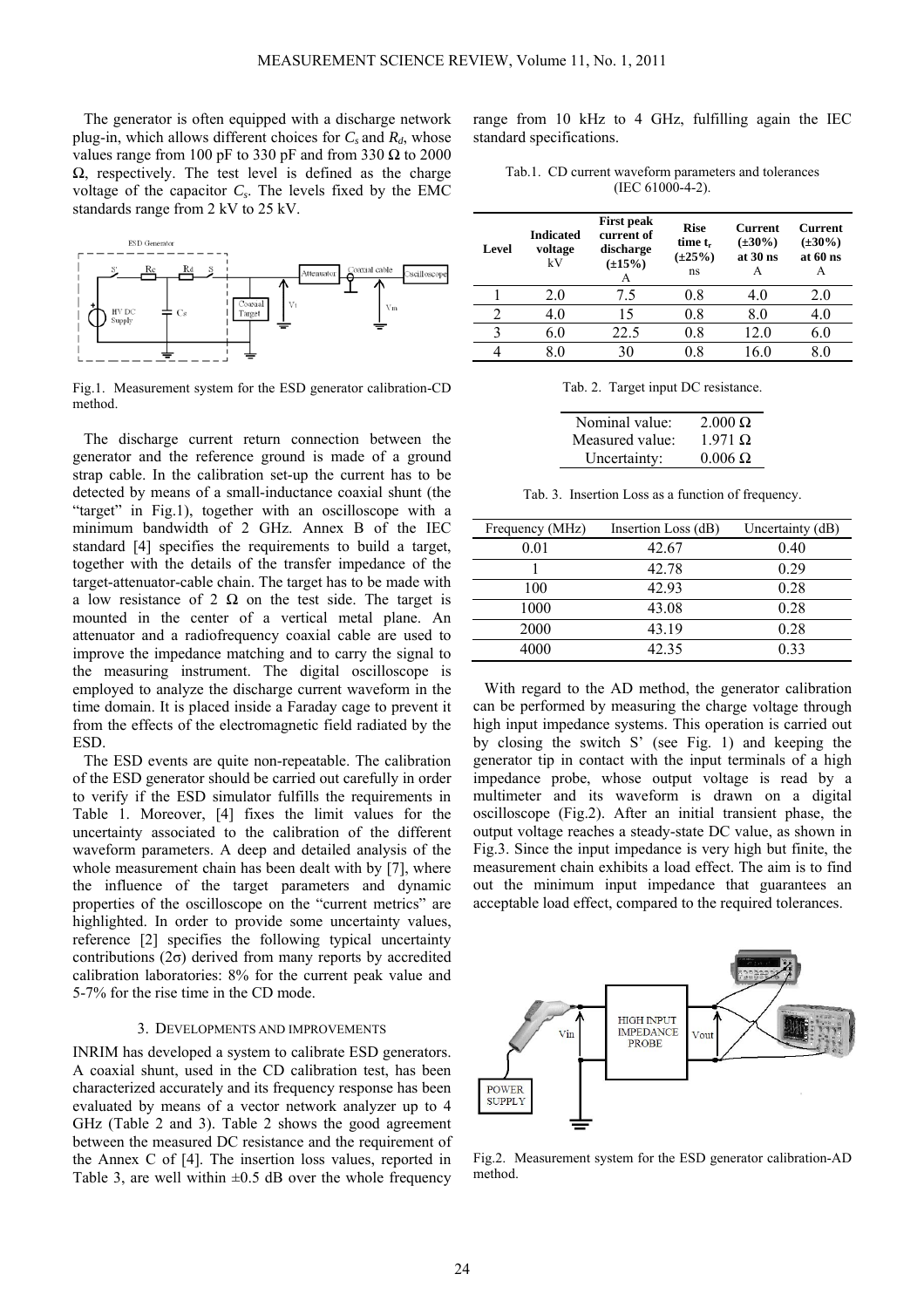The generator is often equipped with a discharge network plug-in, which allows different choices for $C_s$ and $R_d$, whose values range from 100 pF to 330 pF and from 330 Ω to 2000 Ω, respectively. The test level is defined as the charge voltage of the capacitor $C_s$. The levels fixed by the EMC standards range from 2 kV to 25 kV.

Fig.1. Measurement system for the ESD generator calibration-CD method.

The discharge current return connection between the generator and the reference ground is made of a ground strap cable. In the calibration set-up the current has to be detected by means of a small-inductance coaxial shunt (the "target" in Fig.1), together with an oscilloscope with a minimum bandwidth of 2 GHz. Annex B of the IEC standard [4] specifies the requirements to build a target, together with the details of the transfer impedance of the target-attenuator-cable chain. The target has to be made with a low resistance of 2 Ω on the test side. The target is mounted in the center of a vertical metal plane. An attenuator and a radiofrequency coaxial cable are used to improve the impedance matching and to carry the signal to the measuring instrument. The digital oscilloscope is employed to analyze the discharge current waveform in the time domain. It is placed inside a Faraday cage to prevent it from the effects of the electromagnetic field radiated by the ESD.

The ESD events are quite non-repeatable. The calibration of the ESD generator should be carried out carefully in order to verify if the ESD simulator fulfills the requirements in Table 1. Moreover, [4] fixes the limit values for the uncertainty associated to the calibration of the different waveform parameters. A deep and detailed analysis of the whole measurement chain has been dealt with by [7], where the influence of the target parameters and dynamic properties of the oscilloscope on the "current metrics" are highlighted. In order to provide some uncertainty values, reference [2] specifies the following typical uncertainty contributions (2σ) derived from many reports by accredited calibration laboratories: 8% for the current peak value and 5-7% for the rise time in the CD mode.

## 3. Developments and improvements

INRIM has developed a system to calibrate ESD generators. A coaxial shunt, used in the CD calibration test, has been characterized accurately and its frequency response has been evaluated by means of a vector network analyzer up to 4 GHz (Table 2 and 3). Table 2 shows the good agreement between the measured DC resistance and the requirement of the Annex C of [4]. The insertion loss values, reported in Table 3, are well within ±0.5 dB over the whole frequency range from 10 kHz to 4 GHz, fulfilling again the IEC standard specifications.

Tab.1. CD current waveform parameters and tolerances (IEC 61000-4-2).

| Level | Indicated voltage kV | First peak current of discharge (±15%) A | Rise time $t_r$ (±25%) ns | Current (±30%) at 30 ns A | Current (±30%) at 60 ns A |
|---|---|---|---|---|---|
| 1 | 2.0 | 7.5 | 0.8 | 4.0 | 2.0 |
| 2 | 4.0 | 15 | 0.8 | 8.0 | 4.0 |
| 3 | 6.0 | 22.5 | 0.8 | 12.0 | 6.0 |
| 4 | 8.0 | 30 | 0.8 | 16.0 | 8.0 |

Tab. 2. Target input DC resistance.

| | |
|---|---|
| Nominal value: | 2.000 Ω |
| Measured value: | 1.971 Ω |
| Uncertainty: | 0.006 Ω |

Tab. 3. Insertion Loss as a function of frequency.

| Frequency (MHz) | Insertion Loss (dB) | Uncertainty (dB) |
|---|---|---|
| 0.01 | 42.67 | 0.40 |
| 1 | 42.78 | 0.29 |
| 100 | 42.93 | 0.28 |
| 1000 | 43.08 | 0.28 |
| 2000 | 43.19 | 0.28 |
| 4000 | 42.35 | 0.33 |

With regard to the AD method, the generator calibration can be performed by measuring the charge voltage through high input impedance systems. This operation is carried out by closing the switch S' (see Fig. 1) and keeping the generator tip in contact with the input terminals of a high impedance probe, whose output voltage is read by a multimeter and its waveform is drawn on a digital oscilloscope (Fig.2). After an initial transient phase, the output voltage reaches a steady-state DC value, as shown in Fig.3. Since the input impedance is very high but finite, the measurement chain exhibits a load effect. The aim is to find out the minimum input impedance that guarantees an acceptable load effect, compared to the required tolerances.

Fig.2. Measurement system for the ESD generator calibration-AD method.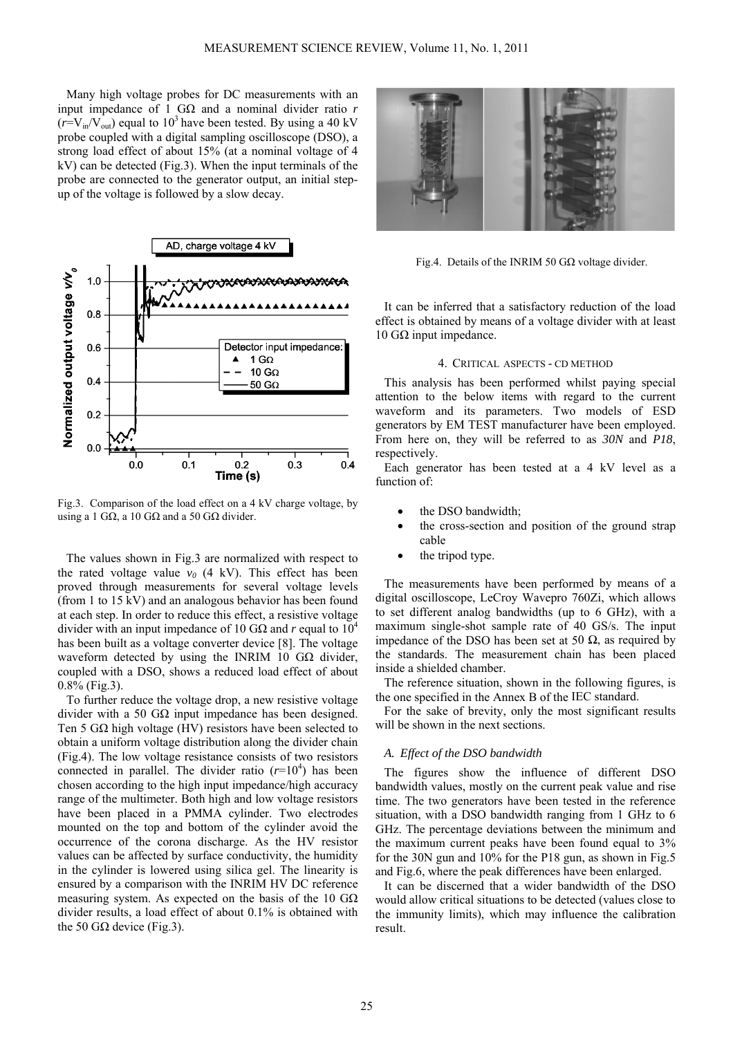Many high voltage probes for DC measurements with an input impedance of 1 GΩ and a nominal divider ratio $r$ ($r$=$V_{in}$/$V_{out}$) equal to $10^3$ have been tested. By using a 40 kV probe coupled with a digital sampling oscilloscope (DSO), a strong load effect of about 15% (at a nominal voltage of 4 kV) can be detected (Fig.3). When the input terminals of the probe are connected to the generator output, an initial step-up of the voltage is followed by a slow decay.

Fig.3. Comparison of the load effect on a 4 kV charge voltage, by using a 1 GΩ, a 10 GΩ and a 50 GΩ divider.

The values shown in Fig.3 are normalized with respect to the rated voltage value $v_0$ (4 kV). This effect has been proved through measurements for several voltage levels (from 1 to 15 kV) and an analogous behavior has been found at each step. In order to reduce this effect, a resistive voltage divider with an input impedance of 10 GΩ and $r$ equal to $10^4$ has been built as a voltage converter device [8]. The voltage waveform detected by using the INRIM 10 GΩ divider, coupled with a DSO, shows a reduced load effect of about 0.8% (Fig.3).

To further reduce the voltage drop, a new resistive voltage divider with a 50 GΩ input impedance has been designed. Ten 5 GΩ high voltage (HV) resistors have been selected to obtain a uniform voltage distribution along the divider chain (Fig.4). The low voltage resistance consists of two resistors connected in parallel. The divider ratio ($r$=$10^4$) has been chosen according to the high input impedance/high accuracy range of the multimeter. Both high and low voltage resistors have been placed in a PMMA cylinder. Two electrodes mounted on the top and bottom of the cylinder avoid the occurrence of the corona discharge. As the HV resistor values can be affected by surface conductivity, the humidity in the cylinder is lowered using silica gel. The linearity is ensured by a comparison with the INRIM HV DC reference measuring system. As expected on the basis of the 10 GΩ divider results, a load effect of about 0.1% is obtained with the 50 GΩ device (Fig.3).

Fig.4. Details of the INRIM 50 GΩ voltage divider.

It can be inferred that a satisfactory reduction of the load effect is obtained by means of a voltage divider with at least 10 GΩ input impedance.

## 4. CRITICAL ASPECTS - CD METHOD

This analysis has been performed whilst paying special attention to the below items with regard to the current waveform and its parameters. Two models of ESD generators by EM TEST manufacturer have been employed. From here on, they will be referred to as ***30N*** and ***P18***, respectively.

Each generator has been tested at a 4 kV level as a function of:

- the DSO bandwidth;
- the cross-section and position of the ground strap cable
- the tripod type.

The measurements have been performed by means of a digital oscilloscope, LeCroy Wavepro 760Zi, which allows to set different analog bandwidths (up to 6 GHz), with a maximum single-shot sample rate of 40 GS/s. The input impedance of the DSO has been set at 50 Ω, as required by the standards. The measurement chain has been placed inside a shielded chamber.

The reference situation, shown in the following figures, is the one specified in the Annex B of the IEC standard.

For the sake of brevity, only the most significant results will be shown in the next sections.

### *A. Effect of the DSO bandwidth*

The figures show the influence of different DSO bandwidth values, mostly on the current peak value and rise time. The two generators have been tested in the reference situation, with a DSO bandwidth ranging from 1 GHz to 6 GHz. The percentage deviations between the minimum and the maximum current peaks have been found equal to 3% for the 30N gun and 10% for the P18 gun, as shown in Fig.5 and Fig.6, where the peak differences have been enlarged.

It can be discerned that a wider bandwidth of the DSO would allow critical situations to be detected (values close to the immunity limits), which may influence the calibration result.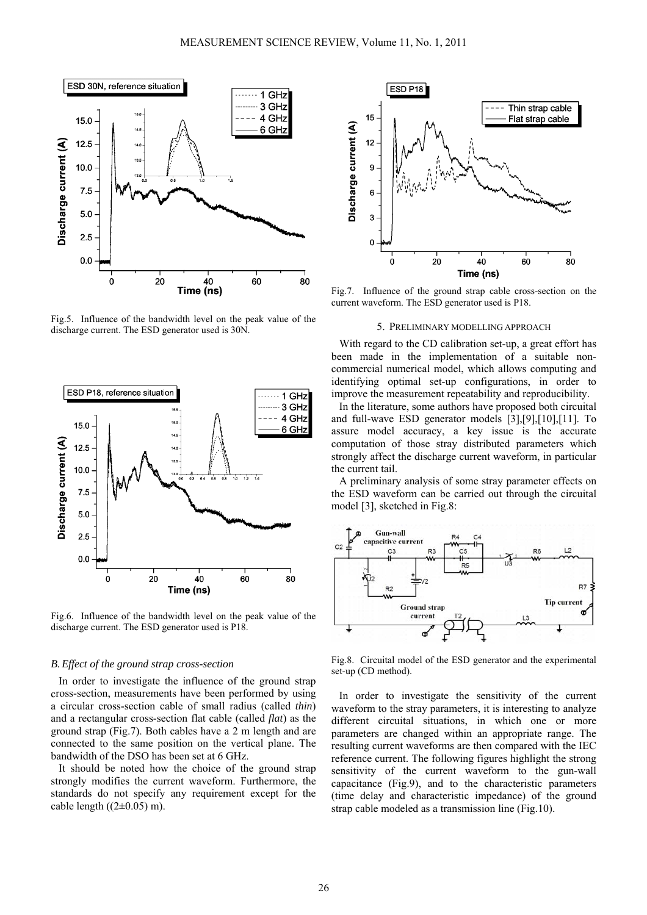Fig.5. Influence of the bandwidth level on the peak value of the discharge current. The ESD generator used is 30N.

Fig.6. Influence of the bandwidth level on the peak value of the discharge current. The ESD generator used is P18.

### *B. Effect of the ground strap cross-section*

In order to investigate the influence of the ground strap cross-section, measurements have been performed by using a circular cross-section cable of small radius (called *thin*) and a rectangular cross-section flat cable (called *flat*) as the ground strap (Fig.7). Both cables have a 2 m length and are connected to the same position on the vertical plane. The bandwidth of the DSO has been set at 6 GHz.

It should be noted how the choice of the ground strap strongly modifies the current waveform. Furthermore, the standards do not specify any requirement except for the cable length ((2±0.05) m).

Fig.7. Influence of the ground strap cable cross-section on the current waveform. The ESD generator used is P18.

## 5. Preliminary modelling approach

With regard to the CD calibration set-up, a great effort has been made in the implementation of a suitable non-commercial numerical model, which allows computing and identifying optimal set-up configurations, in order to improve the measurement repeatability and reproducibility.

In the literature, some authors have proposed both circuital and full-wave ESD generator models [3],[9],[10],[11]. To assure model accuracy, a key issue is the accurate computation of those stray distributed parameters which strongly affect the discharge current waveform, in particular the current tail.

A preliminary analysis of some stray parameter effects on the ESD waveform can be carried out through the circuital model [3], sketched in Fig.8:

Fig.8. Circuital model of the ESD generator and the experimental set-up (CD method).

In order to investigate the sensitivity of the current waveform to the stray parameters, it is interesting to analyze different circuital situations, in which one or more parameters are changed within an appropriate range. The resulting current waveforms are then compared with the IEC reference current. The following figures highlight the strong sensitivity of the current waveform to the gun-wall capacitance (Fig.9), and to the characteristic parameters (time delay and characteristic impedance) of the ground strap cable modeled as a transmission line (Fig.10).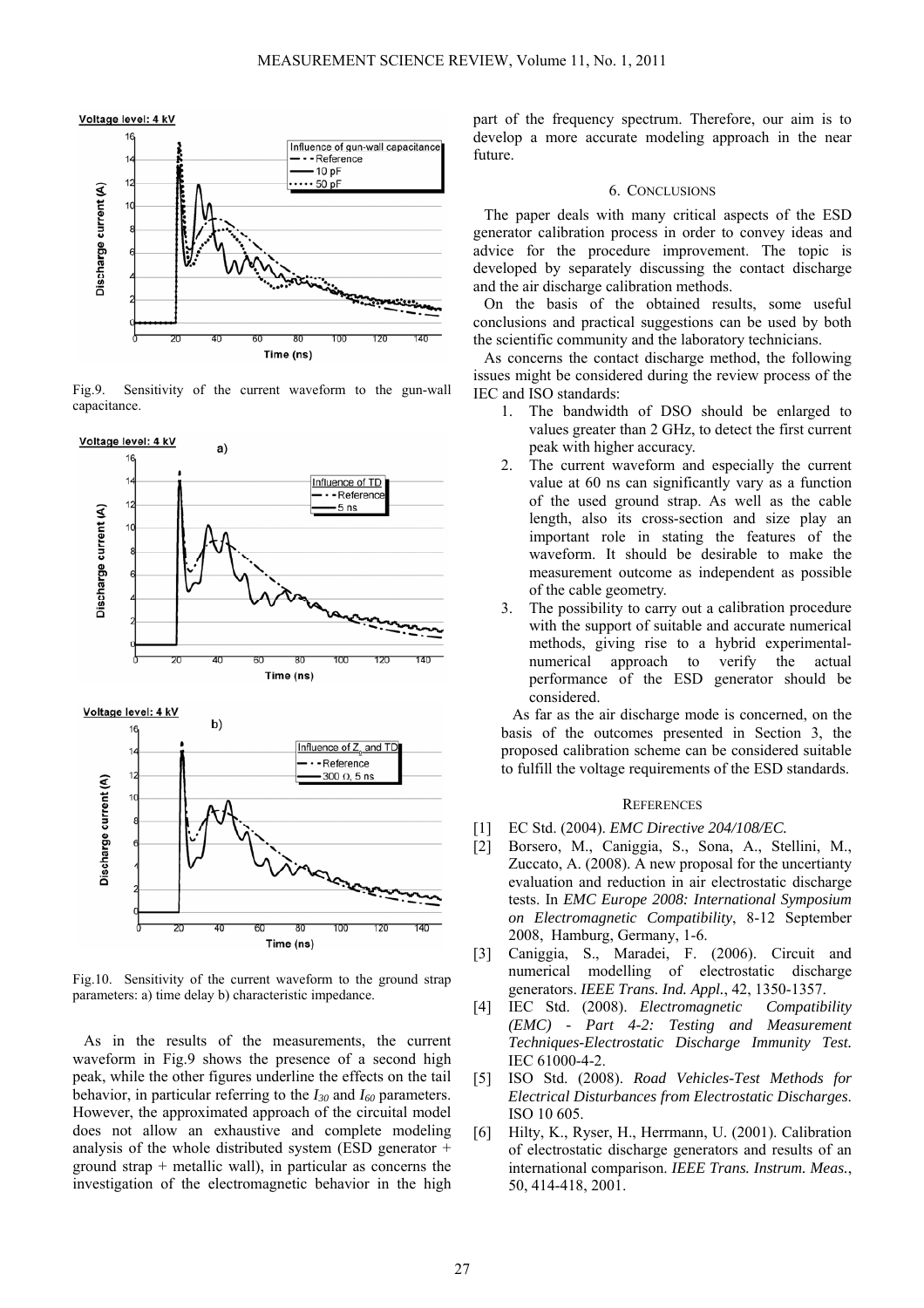Fig.9. Sensitivity of the current waveform to the gun-wall capacitance.

Fig.10. Sensitivity of the current waveform to the ground strap parameters: a) time delay b) characteristic impedance.

As in the results of the measurements, the current waveform in Fig.9 shows the presence of a second high peak, while the other figures underline the effects on the tail behavior, in particular referring to the $I_{30}$ and $I_{60}$ parameters. However, the approximated approach of the circuital model does not allow an exhaustive and complete modeling analysis of the whole distributed system (ESD generator + ground strap + metallic wall), in particular as concerns the investigation of the electromagnetic behavior in the high part of the frequency spectrum. Therefore, our aim is to develop a more accurate modeling approach in the near future.

## 6. CONCLUSIONS

The paper deals with many critical aspects of the ESD generator calibration process in order to convey ideas and advice for the procedure improvement. The topic is developed by separately discussing the contact discharge and the air discharge calibration methods.

On the basis of the obtained results, some useful conclusions and practical suggestions can be used by both the scientific community and the laboratory technicians.

As concerns the contact discharge method, the following issues might be considered during the review process of the IEC and ISO standards:

1. The bandwidth of DSO should be enlarged to values greater than 2 GHz, to detect the first current peak with higher accuracy.
2. The current waveform and especially the current value at 60 ns can significantly vary as a function of the used ground strap. As well as the cable length, also its cross-section and size play an important role in stating the features of the waveform. It should be desirable to make the measurement outcome as independent as possible of the cable geometry.
3. The possibility to carry out a calibration procedure with the support of suitable and accurate numerical methods, giving rise to a hybrid experimental-numerical approach to verify the actual performance of the ESD generator should be considered.

As far as the air discharge mode is concerned, on the basis of the outcomes presented in Section 3, the proposed calibration scheme can be considered suitable to fulfill the voltage requirements of the ESD standards.

## REFERENCES

[1] EC Std. (2004). *EMC Directive 204/108/EC.*

[2] Borsero, M., Caniggia, S., Sona, A., Stellini, M., Zuccato, A. (2008). A new proposal for the uncertianty evaluation and reduction in air electrostatic discharge tests. In *EMC Europe 2008: International Symposium on Electromagnetic Compatibility*, 8-12 September 2008, Hamburg, Germany, 1-6.

[3] Caniggia, S., Maradei, F. (2006). Circuit and numerical modelling of electrostatic discharge generators. *IEEE Trans. Ind. Appl.*, 42, 1350-1357.

[4] IEC Std. (2008). *Electromagnetic Compatibility (EMC) - Part 4-2: Testing and Measurement Techniques-Electrostatic Discharge Immunity Test.* IEC 61000-4-2.

[5] ISO Std. (2008). *Road Vehicles-Test Methods for Electrical Disturbances from Electrostatic Discharges*. ISO 10 605.

[6] Hilty, K., Ryser, H., Herrmann, U. (2001). Calibration of electrostatic discharge generators and results of an international comparison. *IEEE Trans. Instrum. Meas.*, 50, 414-418, 2001.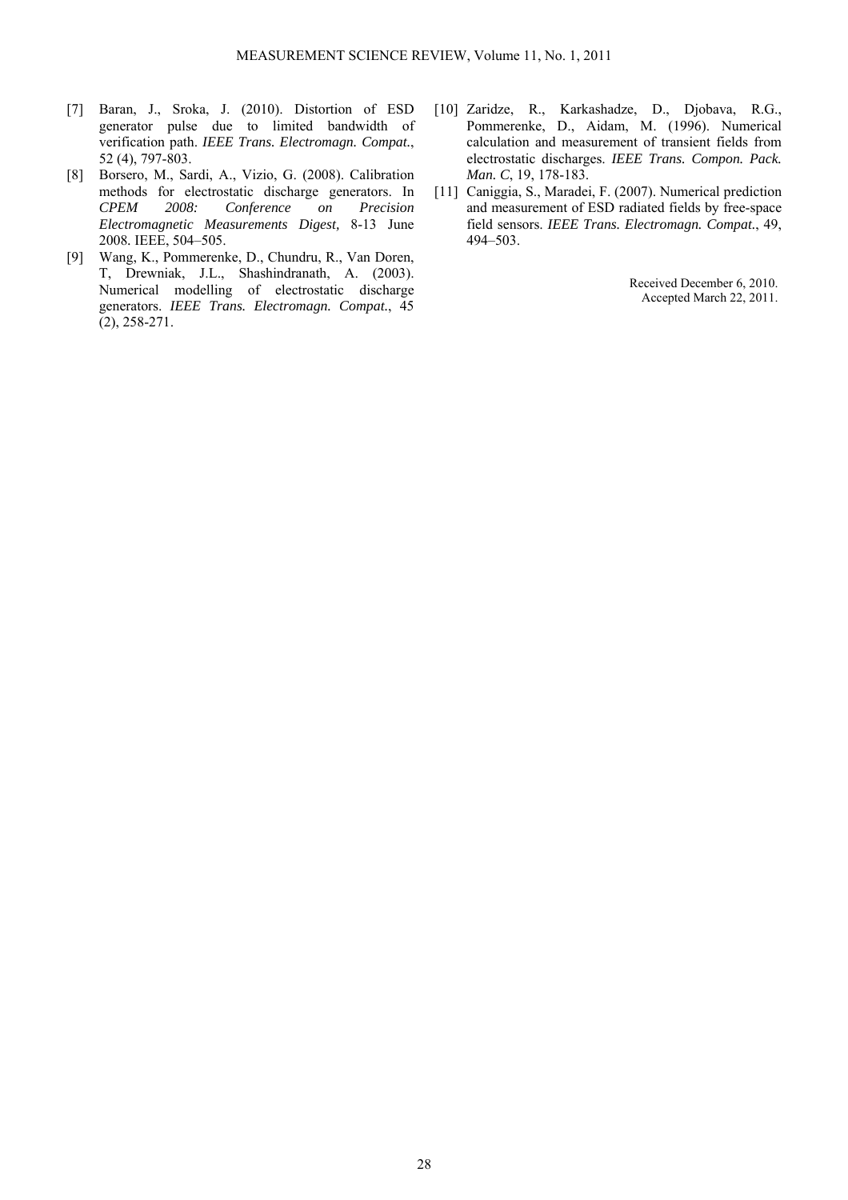[7] Baran, J., Sroka, J. (2010). Distortion of ESD generator pulse due to limited bandwidth of verification path. *IEEE Trans. Electromagn. Compat.*, 52 (4), 797-803.

[8] Borsero, M., Sardi, A., Vizio, G. (2008). Calibration methods for electrostatic discharge generators. In *CPEM 2008: Conference on Precision Electromagnetic Measurements Digest,* 8-13 June 2008. IEEE, 504–505.

[9] Wang, K., Pommerenke, D., Chundru, R., Van Doren, T, Drewniak, J.L., Shashindranath, A. (2003). Numerical modelling of electrostatic discharge generators. *IEEE Trans. Electromagn. Compat.*, 45 (2), 258-271.

[10] Zaridze, R., Karkashadze, D., Djobava, R.G., Pommerenke, D., Aidam, M. (1996). Numerical calculation and measurement of transient fields from electrostatic discharges. *IEEE Trans. Compon. Pack. Man. C*, 19, 178-183.

[11] Caniggia, S., Maradei, F. (2007). Numerical prediction and measurement of ESD radiated fields by free-space field sensors. *IEEE Trans. Electromagn. Compat.*, 49, 494–503.

Received December 6, 2010.
Accepted March 22, 2011.